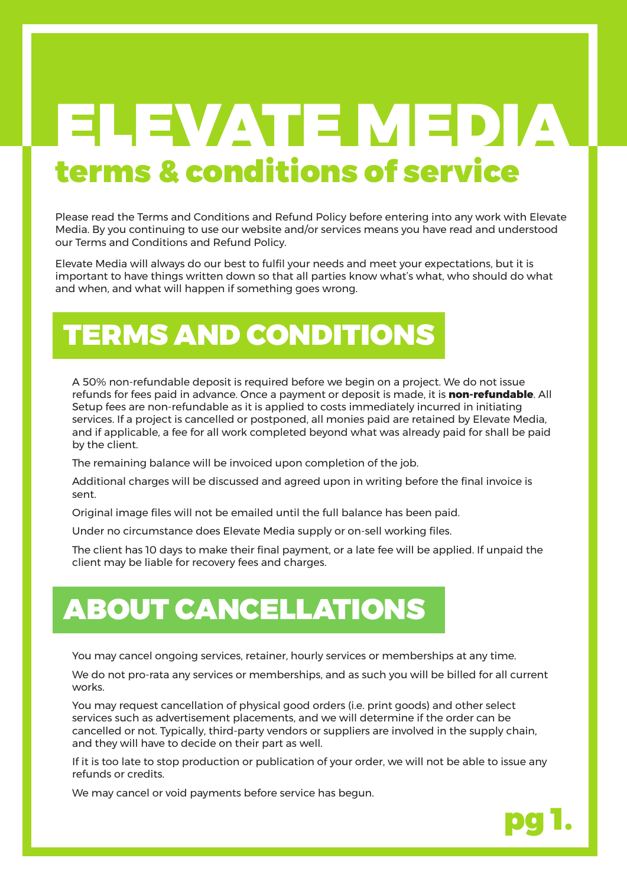# ELEVATE MEDIA

## terms & conditions of service

Please read the Terms and Conditions and Refund Policy before entering into any work with Elevate Media. By you continuing to use our website and/or services means you have read and understood our Terms and Conditions and Refund Policy.

Elevate Media will always do our best to fulfil your needs and meet your expectations, but it is important to have things written down so that all parties know what's what, who should do what and when, and what will happen if something goes wrong.

## TERMS AND CONDITIONS

A 50% non-refundable deposit is required before we begin on a project. We do not issue refunds for fees paid in advance. Once a payment or deposit is made, it is **non-refundable**. All Setup fees are non-refundable as it is applied to costs immediately incurred in initiating services. If a project is cancelled or postponed, all monies paid are retained by Elevate Media, and if applicable, a fee for all work completed beyond what was already paid for shall be paid by the client.

The remaining balance will be invoiced upon completion of the job.

Additional charges will be discussed and agreed upon in writing before the final invoice is sent.

Original image files will not be emailed until the full balance has been paid.

Under no circumstance does Elevate Media supply or on-sell working files.

The client has 10 days to make their final payment, or a late fee will be applied. If unpaid the client may be liable for recovery fees and charges.

## ABOUT CANCELLATIONS

You may cancel ongoing services, retainer, hourly services or memberships at any time.

We do not pro-rata any services or memberships, and as such you will be billed for all current works.

You may request cancellation of physical good orders (i.e. print goods) and other select services such as advertisement placements, and we will determine if the order can be cancelled or not. Typically, third-party vendors or suppliers are involved in the supply chain, and they will have to decide on their part as well.

If it is too late to stop production or publication of your order, we will not be able to issue any refunds or credits.

We may cancel or void payments before service has begun.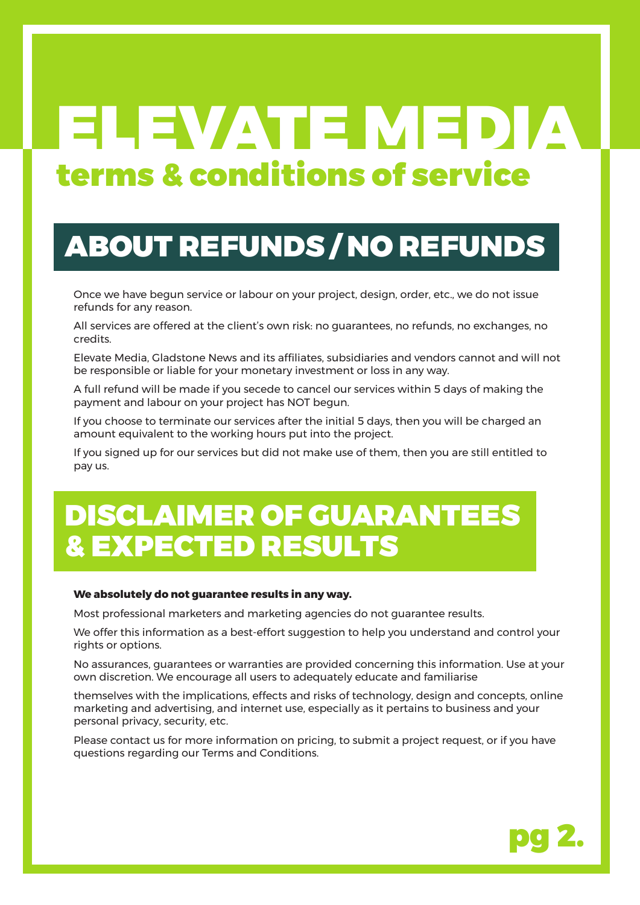# ELEVATE MEDIA

## terms & conditions of service

## ABOUT REFUNDS / NO REFUNDS

Once we have begun service or labour on your project, design, order, etc., we do not issue refunds for any reason.

All services are offered at the client's own risk: no guarantees, no refunds, no exchanges, no credits.

Elevate Media, Gladstone News and its affiliates, subsidiaries and vendors cannot and will not be responsible or liable for your monetary investment or loss in any way.

A full refund will be made if you secede to cancel our services within 5 days of making the payment and labour on your project has NOT begun.

If you choose to terminate our services after the initial 5 days, then you will be charged an amount equivalent to the working hours put into the project.

If you signed up for our services but did not make use of them, then you are still entitled to pay us.

## DISCLAIMER OF GUARANTEES & EXPECTED RESULTS

**We absolutely do not guarantee results in any way.**

Most professional marketers and marketing agencies do not guarantee results.

We offer this information as a best-effort suggestion to help you understand and control your rights or options.

No assurances, guarantees or warranties are provided concerning this information. Use at your own discretion. We encourage all users to adequately educate and familiarise

themselves with the implications, effects and risks of technology, design and concepts, online marketing and advertising, and internet use, especially as it pertains to business and your personal privacy, security, etc.

Please contact us for more information on pricing, to submit a project request, or if you have questions regarding our Terms and Conditions.